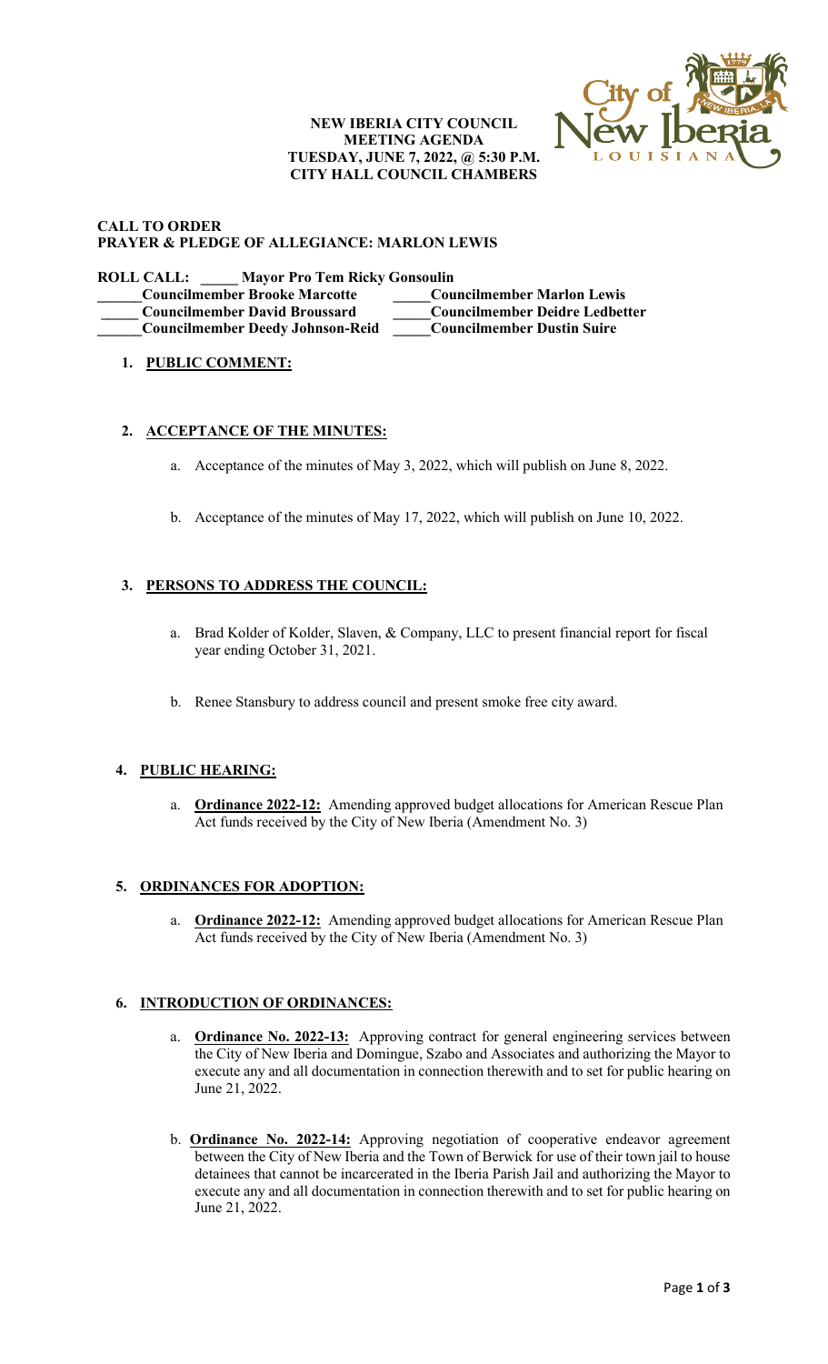**NEW IBERIA CITY COUNCIL**
**MEETING AGENDA**
**TUESDAY, JUNE 7, 2022, @ 5:30 P.M.**
**CITY HALL COUNCIL CHAMBERS**

**CALL TO ORDER**
**PRAYER & PLEDGE OF ALLEGIANCE: MARLON LEWIS**

**ROLL CALL: _____ Mayor Pro Tem Ricky Gonsoulin**

| | |
|---|---|
| **______Councilmember Brooke Marcotte** | **_____Councilmember Marlon Lewis** |
| **_____Councilmember David Broussard** | **_____Councilmember Deidre Ledbetter** |
| **______Councilmember Deedy Johnson-Reid** | **_____Councilmember Dustin Suire** |

1. **PUBLIC COMMENT:**

2. **ACCEPTANCE OF THE MINUTES:**

   a. Acceptance of the minutes of May 3, 2022, which will publish on June 8, 2022.

   b. Acceptance of the minutes of May 17, 2022, which will publish on June 10, 2022.

3. **PERSONS TO ADDRESS THE COUNCIL:**

   a. Brad Kolder of Kolder, Slaven, & Company, LLC to present financial report for fiscal year ending October 31, 2021.

   b. Renee Stansbury to address council and present smoke free city award.

4. **PUBLIC HEARING:**

   a. **Ordinance 2022-12:** Amending approved budget allocations for American Rescue Plan Act funds received by the City of New Iberia (Amendment No. 3)

5. **ORDINANCES FOR ADOPTION:**

   a. **Ordinance 2022-12:** Amending approved budget allocations for American Rescue Plan Act funds received by the City of New Iberia (Amendment No. 3)

6. **INTRODUCTION OF ORDINANCES:**

   a. **Ordinance No. 2022-13:** Approving contract for general engineering services between the City of New Iberia and Domingue, Szabo and Associates and authorizing the Mayor to execute any and all documentation in connection therewith and to set for public hearing on June 21, 2022.

   b. **Ordinance No. 2022-14:** Approving negotiation of cooperative endeavor agreement between the City of New Iberia and the Town of Berwick for use of their town jail to house detainees that cannot be incarcerated in the Iberia Parish Jail and authorizing the Mayor to execute any and all documentation in connection therewith and to set for public hearing on June 21, 2022.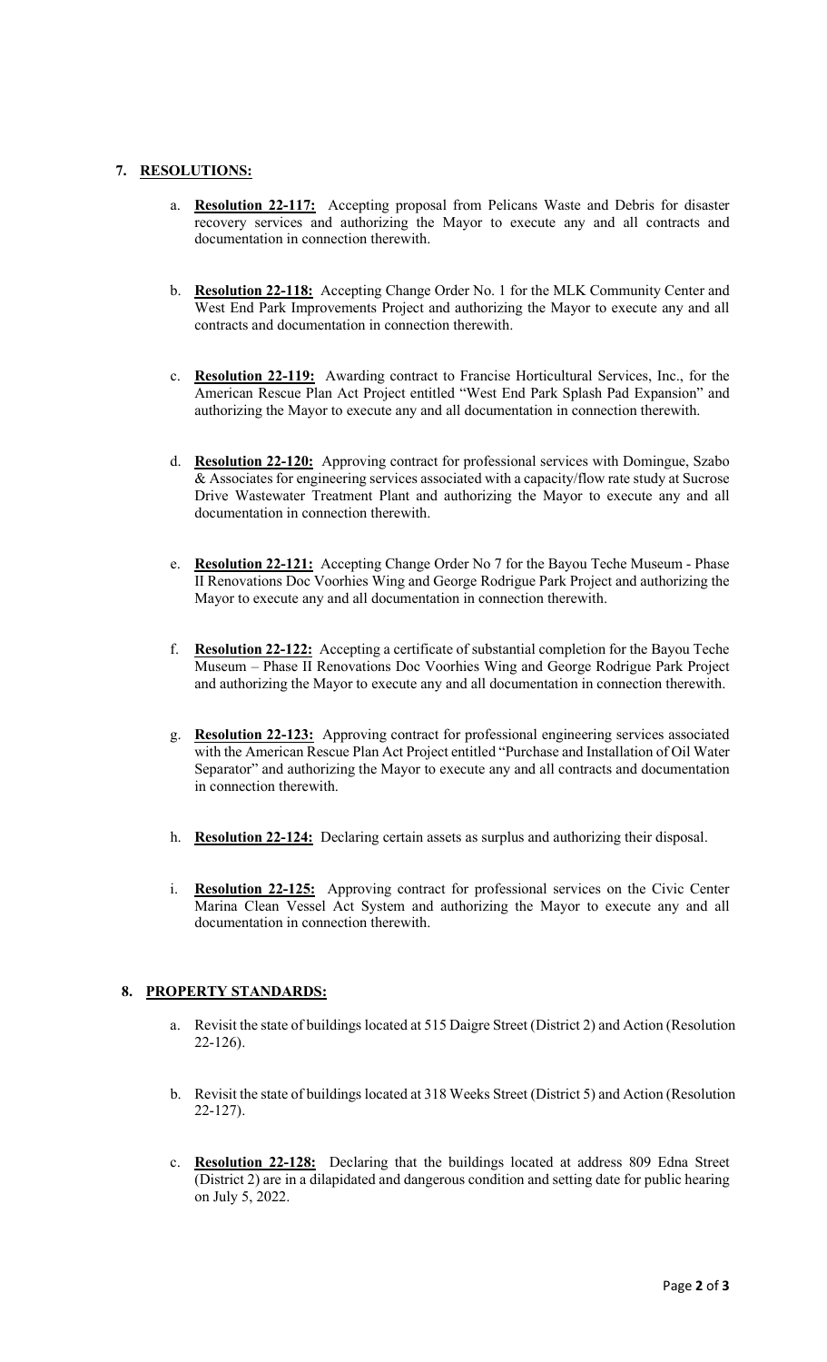## 7. RESOLUTIONS:

a. **Resolution 22-117:** Accepting proposal from Pelicans Waste and Debris for disaster recovery services and authorizing the Mayor to execute any and all contracts and documentation in connection therewith.

b. **Resolution 22-118:** Accepting Change Order No. 1 for the MLK Community Center and West End Park Improvements Project and authorizing the Mayor to execute any and all contracts and documentation in connection therewith.

c. **Resolution 22-119:** Awarding contract to Francise Horticultural Services, Inc., for the American Rescue Plan Act Project entitled "West End Park Splash Pad Expansion" and authorizing the Mayor to execute any and all documentation in connection therewith.

d. **Resolution 22-120:** Approving contract for professional services with Domingue, Szabo & Associates for engineering services associated with a capacity/flow rate study at Sucrose Drive Wastewater Treatment Plant and authorizing the Mayor to execute any and all documentation in connection therewith.

e. **Resolution 22-121:** Accepting Change Order No 7 for the Bayou Teche Museum - Phase II Renovations Doc Voorhies Wing and George Rodrigue Park Project and authorizing the Mayor to execute any and all documentation in connection therewith.

f. **Resolution 22-122:** Accepting a certificate of substantial completion for the Bayou Teche Museum – Phase II Renovations Doc Voorhies Wing and George Rodrigue Park Project and authorizing the Mayor to execute any and all documentation in connection therewith.

g. **Resolution 22-123:** Approving contract for professional engineering services associated with the American Rescue Plan Act Project entitled "Purchase and Installation of Oil Water Separator" and authorizing the Mayor to execute any and all contracts and documentation in connection therewith.

h. **Resolution 22-124:** Declaring certain assets as surplus and authorizing their disposal.

i. **Resolution 22-125:** Approving contract for professional services on the Civic Center Marina Clean Vessel Act System and authorizing the Mayor to execute any and all documentation in connection therewith.

## 8. PROPERTY STANDARDS:

a. Revisit the state of buildings located at 515 Daigre Street (District 2) and Action (Resolution 22-126).

b. Revisit the state of buildings located at 318 Weeks Street (District 5) and Action (Resolution 22-127).

c. **Resolution 22-128:** Declaring that the buildings located at address 809 Edna Street (District 2) are in a dilapidated and dangerous condition and setting date for public hearing on July 5, 2022.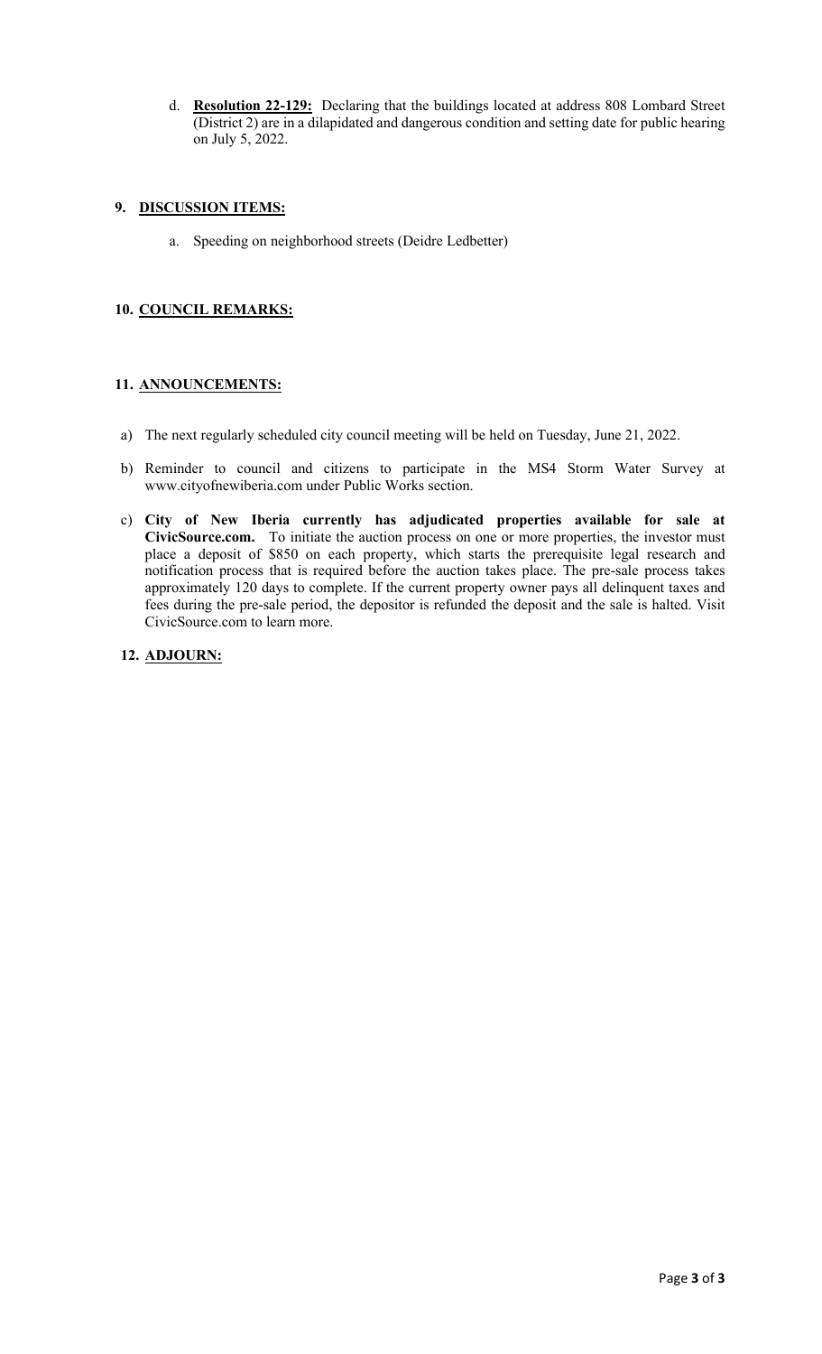d. **Resolution 22-129:** Declaring that the buildings located at address 808 Lombard Street (District 2) are in a dilapidated and dangerous condition and setting date for public hearing on July 5, 2022.

## 9. DISCUSSION ITEMS:

a. Speeding on neighborhood streets (Deidre Ledbetter)

## 10. COUNCIL REMARKS:

## 11. ANNOUNCEMENTS:

a) The next regularly scheduled city council meeting will be held on Tuesday, June 21, 2022.

b) Reminder to council and citizens to participate in the MS4 Storm Water Survey at www.cityofnewiberia.com under Public Works section.

c) **City of New Iberia currently has adjudicated properties available for sale at CivicSource.com.** To initiate the auction process on one or more properties, the investor must place a deposit of $850 on each property, which starts the prerequisite legal research and notification process that is required before the auction takes place. The pre-sale process takes approximately 120 days to complete. If the current property owner pays all delinquent taxes and fees during the pre-sale period, the depositor is refunded the deposit and the sale is halted. Visit CivicSource.com to learn more.

## 12. ADJOURN: